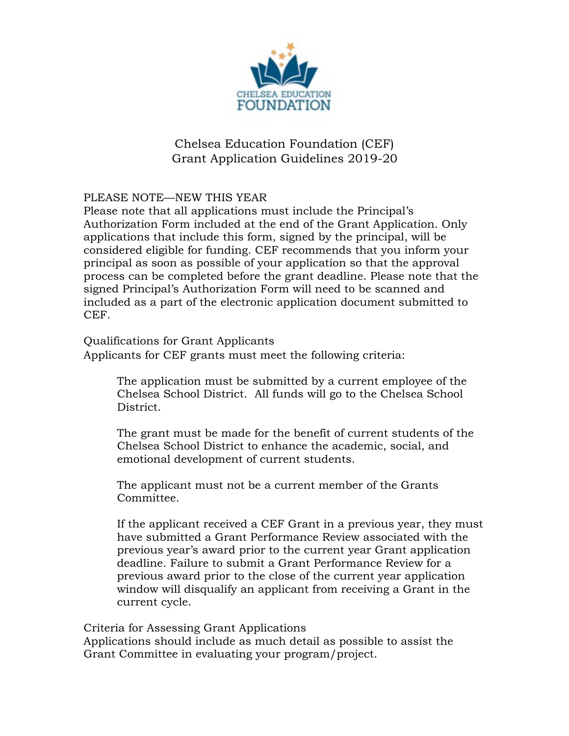# Chelsea Education Foundation (CEF)
# Grant Application Guidelines 2019-20

## PLEASE NOTE—NEW THIS YEAR

Please note that all applications must include the Principal's Authorization Form included at the end of the Grant Application. Only applications that include this form, signed by the principal, will be considered eligible for funding. CEF recommends that you inform your principal as soon as possible of your application so that the approval process can be completed before the grant deadline. Please note that the signed Principal's Authorization Form will need to be scanned and included as a part of the electronic application document submitted to CEF.

## Qualifications for Grant Applicants

Applicants for CEF grants must meet the following criteria:

> The application must be submitted by a current employee of the Chelsea School District. All funds will go to the Chelsea School District.
>
> The grant must be made for the benefit of current students of the Chelsea School District to enhance the academic, social, and emotional development of current students.
>
> The applicant must not be a current member of the Grants Committee.
>
> If the applicant received a CEF Grant in a previous year, they must have submitted a Grant Performance Review associated with the previous year's award prior to the current year Grant application deadline. Failure to submit a Grant Performance Review for a previous award prior to the close of the current year application window will disqualify an applicant from receiving a Grant in the current cycle.

## Criteria for Assessing Grant Applications

Applications should include as much detail as possible to assist the Grant Committee in evaluating your program/project.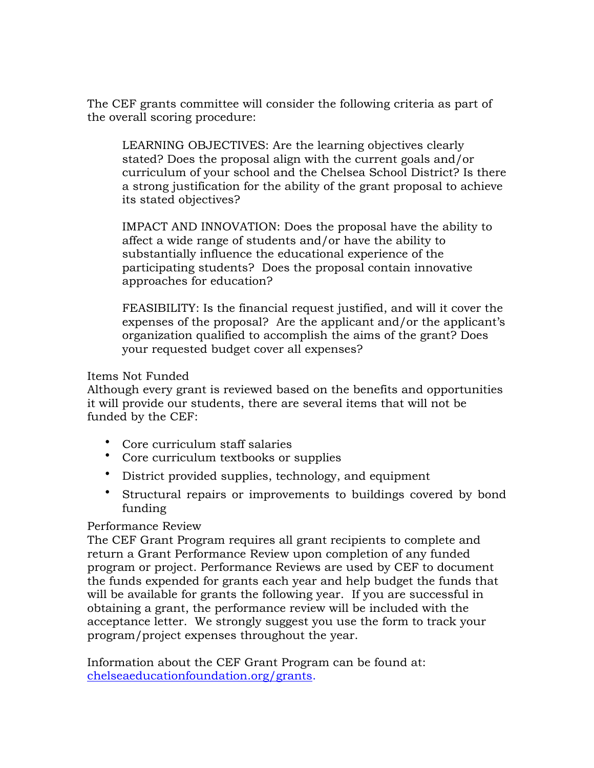The CEF grants committee will consider the following criteria as part of the overall scoring procedure:

> LEARNING OBJECTIVES: Are the learning objectives clearly stated? Does the proposal align with the current goals and/or curriculum of your school and the Chelsea School District? Is there a strong justification for the ability of the grant proposal to achieve its stated objectives?
>
> IMPACT AND INNOVATION: Does the proposal have the ability to affect a wide range of students and/or have the ability to substantially influence the educational experience of the participating students? Does the proposal contain innovative approaches for education?
>
> FEASIBILITY: Is the financial request justified, and will it cover the expenses of the proposal? Are the applicant and/or the applicant's organization qualified to accomplish the aims of the grant? Does your requested budget cover all expenses?

Items Not Funded

Although every grant is reviewed based on the benefits and opportunities it will provide our students, there are several items that will not be funded by the CEF:

- Core curriculum staff salaries
- Core curriculum textbooks or supplies
- District provided supplies, technology, and equipment
- Structural repairs or improvements to buildings covered by bond funding

Performance Review

The CEF Grant Program requires all grant recipients to complete and return a Grant Performance Review upon completion of any funded program or project. Performance Reviews are used by CEF to document the funds expended for grants each year and help budget the funds that will be available for grants the following year. If you are successful in obtaining a grant, the performance review will be included with the acceptance letter. We strongly suggest you use the form to track your program/project expenses throughout the year.

Information about the CEF Grant Program can be found at: [chelseaeducationfoundation.org/grants](chelseaeducationfoundation.org/grants).